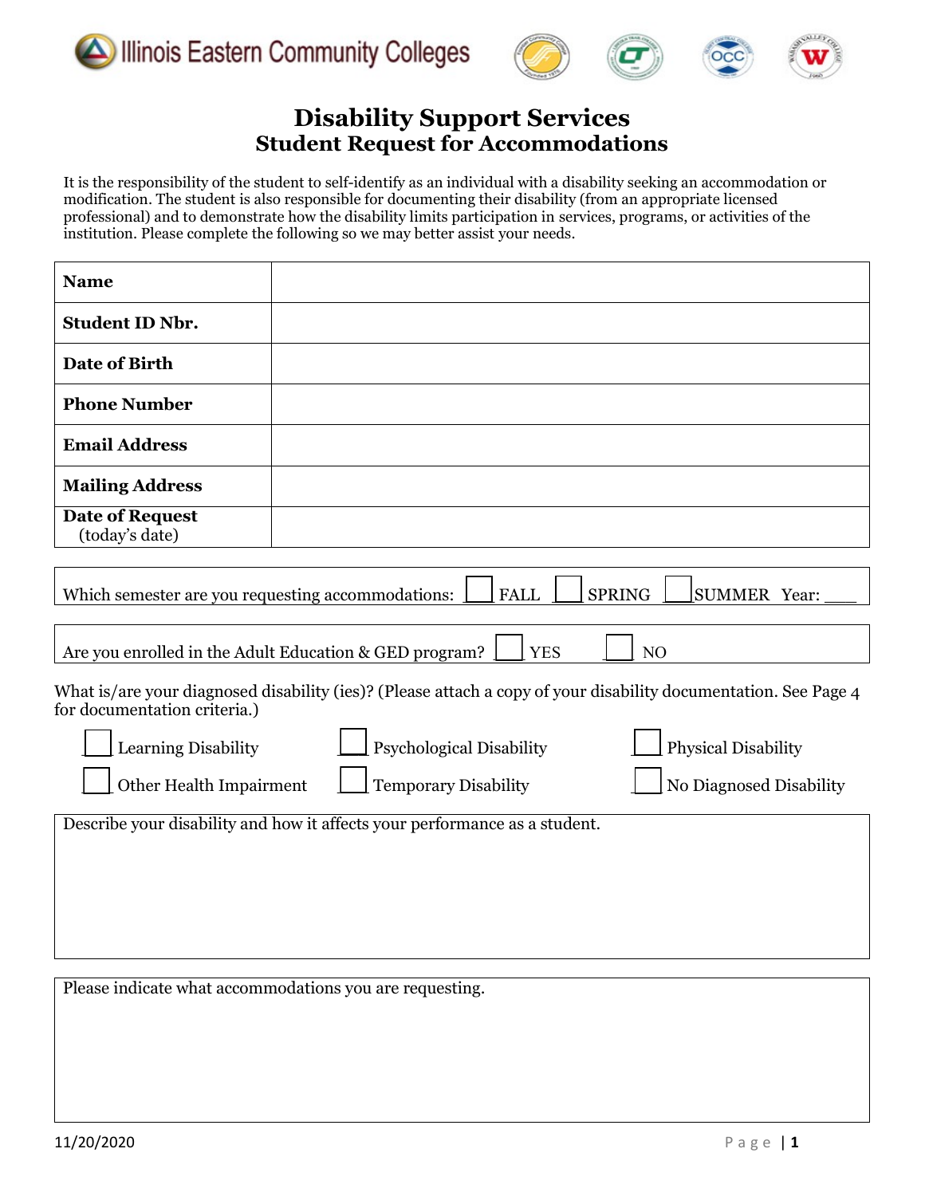Illinois Eastern Community Colleges

# Disability Support Services
## Student Request for Accommodations

It is the responsibility of the student to self-identify as an individual with a disability seeking an accommodation or modification. The student is also responsible for documenting their disability (from an appropriate licensed professional) and to demonstrate how the disability limits participation in services, programs, or activities of the institution. Please complete the following so we may better assist your needs.

| | |
|---|---|
| **Name** | |
| **Student ID Nbr.** | |
| **Date of Birth** | |
| **Phone Number** | |
| **Email Address** | |
| **Mailing Address** | |
| **Date of Request** (today's date) | |

Which semester are you requesting accommodations: ☐ FALL ☐ SPRING ☐ SUMMER Year: ____

Are you enrolled in the Adult Education & GED program? ☐ YES ☐ NO

What is/are your diagnosed disability (ies)? (Please attach a copy of your disability documentation. See Page 4 for documentation criteria.)

☐ Learning Disability ☐ Psychological Disability ☐ Physical Disability

☐ Other Health Impairment ☐ Temporary Disability ☐ No Diagnosed Disability

Describe your disability and how it affects your performance as a student.

Please indicate what accommodations you are requesting.

11/20/2020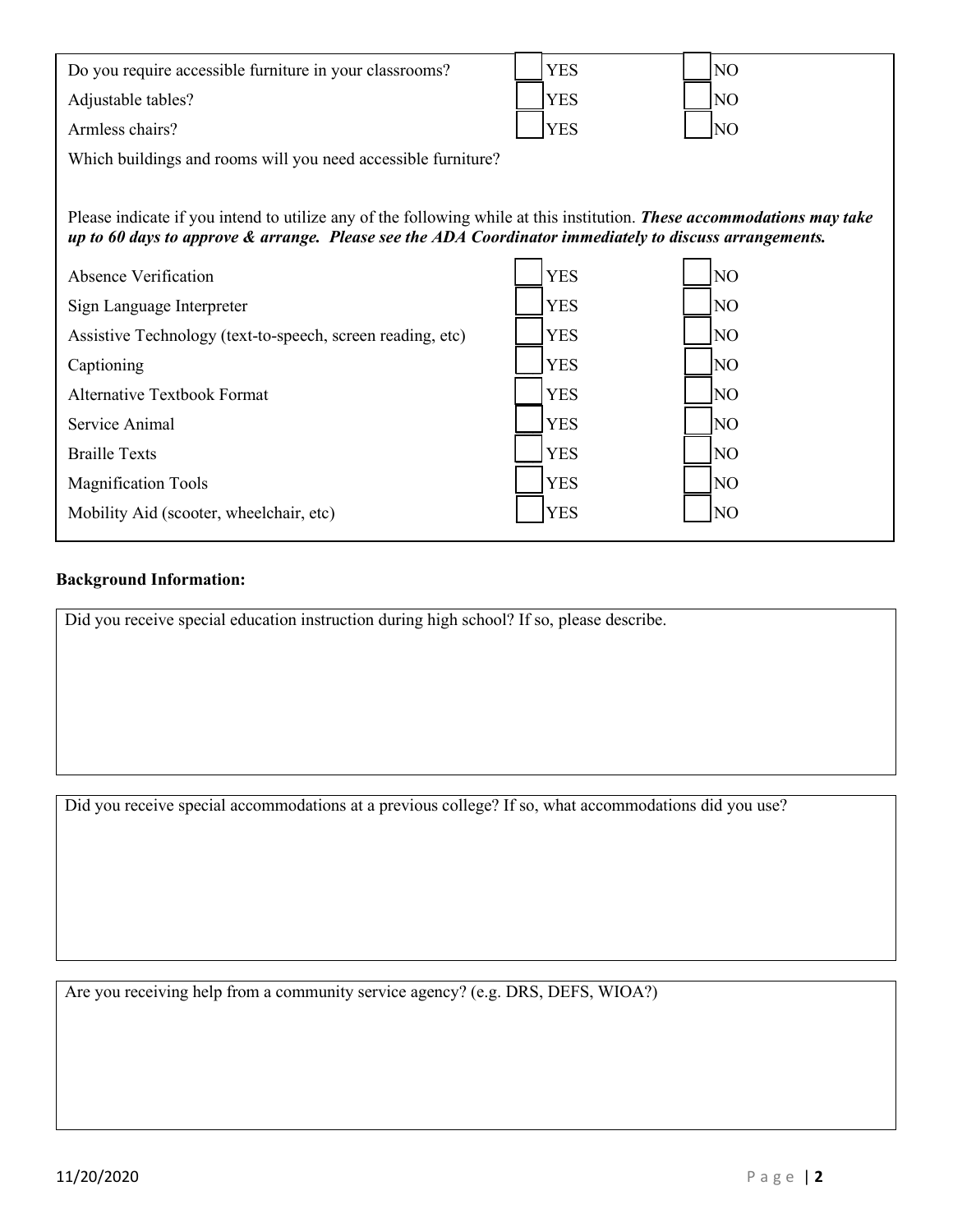| | | |
|---|---|---|
| Do you require accessible furniture in your classrooms? | ☐ YES | ☐ NO |
| Adjustable tables? | ☐ YES | ☐ NO |
| Armless chairs? | ☐ YES | ☐ NO |

Which buildings and rooms will you need accessible furniture?

Please indicate if you intend to utilize any of the following while at this institution. ***These accommodations may take up to 60 days to approve & arrange. Please see the ADA Coordinator immediately to discuss arrangements.***

| | | |
|---|---|---|
| Absence Verification | ☐ YES | ☐ NO |
| Sign Language Interpreter | ☐ YES | ☐ NO |
| Assistive Technology (text-to-speech, screen reading, etc) | ☐ YES | ☐ NO |
| Captioning | ☐ YES | ☐ NO |
| Alternative Textbook Format | ☐ YES | ☐ NO |
| Service Animal | ☐ YES | ☐ NO |
| Braille Texts | ☐ YES | ☐ NO |
| Magnification Tools | ☐ YES | ☐ NO |
| Mobility Aid (scooter, wheelchair, etc) | ☐ YES | ☐ NO |

**Background Information:**

Did you receive special education instruction during high school? If so, please describe.

Did you receive special accommodations at a previous college? If so, what accommodations did you use?

Are you receiving help from a community service agency? (e.g. DRS, DEFS, WIOA?)

11/20/2020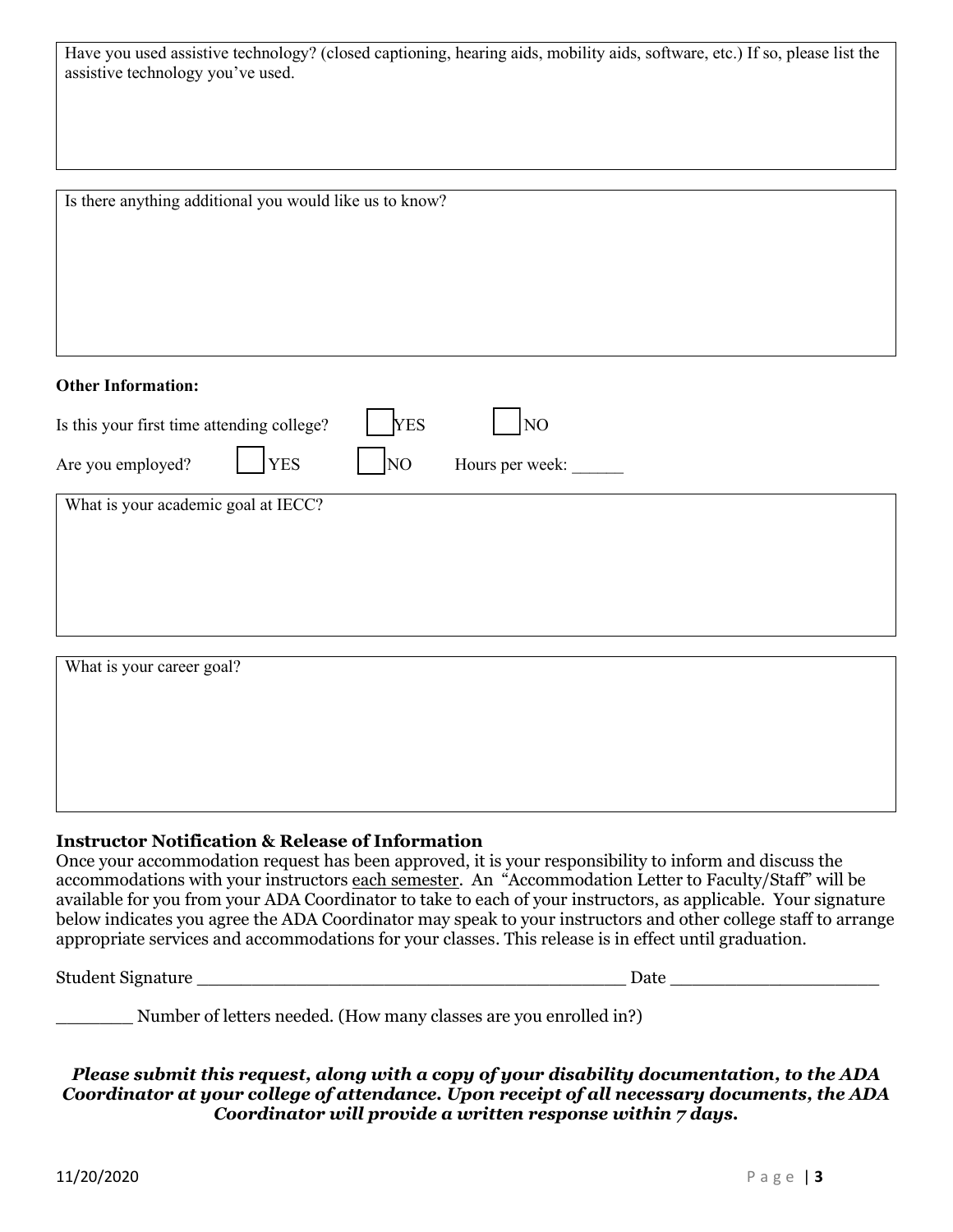Have you used assistive technology? (closed captioning, hearing aids, mobility aids, software, etc.) If so, please list the assistive technology you've used.

Is there anything additional you would like us to know?

**Other Information:**

Is this your first time attending college? ☐ YES ☐ NO

Are you employed? ☐ YES ☐ NO Hours per week: ______

What is your academic goal at IECC?

What is your career goal?

**Instructor Notification & Release of Information**

Once your accommodation request has been approved, it is your responsibility to inform and discuss the accommodations with your instructors each semester. An "Accommodation Letter to Faculty/Staff" will be available for you from your ADA Coordinator to take to each of your instructors, as applicable. Your signature below indicates you agree the ADA Coordinator may speak to your instructors and other college staff to arrange appropriate services and accommodations for your classes. This release is in effect until graduation.

Student Signature ________________________________________ Date ____________________

________ Number of letters needed. (How many classes are you enrolled in?)

***Please submit this request, along with a copy of your disability documentation, to the ADA Coordinator at your college of attendance. Upon receipt of all necessary documents, the ADA Coordinator will provide a written response within 7 days.***

11/20/2020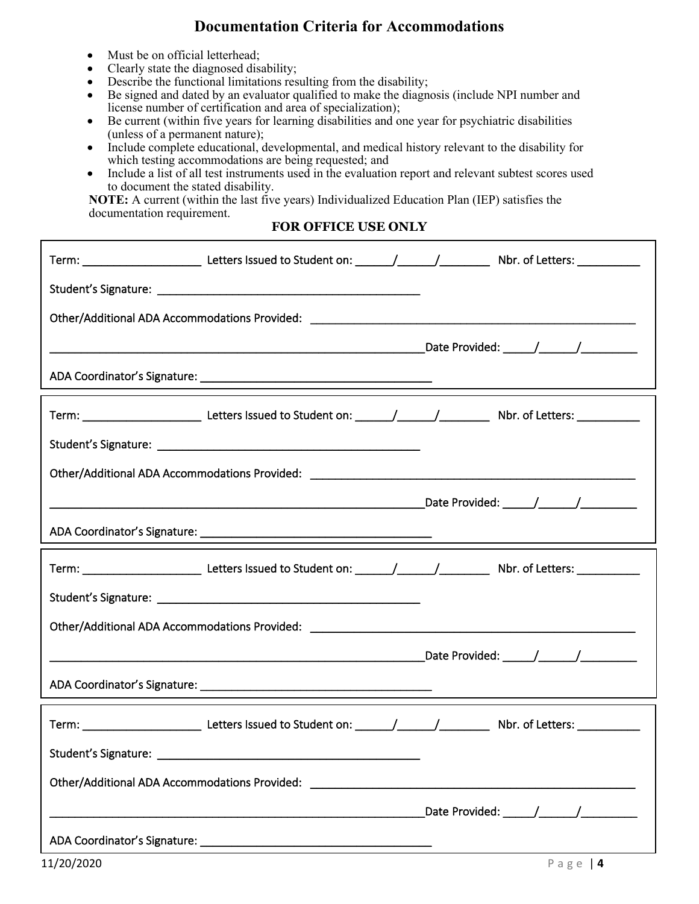# Documentation Criteria for Accommodations

- Must be on official letterhead;
- Clearly state the diagnosed disability;
- Describe the functional limitations resulting from the disability;
- Be signed and dated by an evaluator qualified to make the diagnosis (include NPI number and license number of certification and area of specialization);
- Be current (within five years for learning disabilities and one year for psychiatric disabilities (unless of a permanent nature);
- Include complete educational, developmental, and medical history relevant to the disability for which testing accommodations are being requested; and
- Include a list of all test instruments used in the evaluation report and relevant subtest scores used to document the stated disability.

**NOTE:** A current (within the last five years) Individualized Education Plan (IEP) satisfies the documentation requirement.

**FOR OFFICE USE ONLY**

Term: ___________________ Letters Issued to Student on: ______/______/________ Nbr. of Letters: __________

Student's Signature: ___________________________________________

Other/Additional ADA Accommodations Provided: _______________________________________________________

_______________________________________________________________Date Provided: _____/______/_________

ADA Coordinator's Signature: _______________________________________

---

Term: ___________________ Letters Issued to Student on: ______/______/________ Nbr. of Letters: __________

Student's Signature: ___________________________________________

Other/Additional ADA Accommodations Provided: _______________________________________________________

_______________________________________________________________Date Provided: _____/______/_________

ADA Coordinator's Signature: _______________________________________

---

Term: ___________________ Letters Issued to Student on: ______/______/________ Nbr. of Letters: __________

Student's Signature: ___________________________________________

Other/Additional ADA Accommodations Provided: _______________________________________________________

_______________________________________________________________Date Provided: _____/______/_________

ADA Coordinator's Signature: _______________________________________

---

Term: ___________________ Letters Issued to Student on: ______/______/________ Nbr. of Letters: __________

Student's Signature: ___________________________________________

Other/Additional ADA Accommodations Provided: _______________________________________________________

_______________________________________________________________Date Provided: _____/______/_________

ADA Coordinator's Signature: _______________________________________